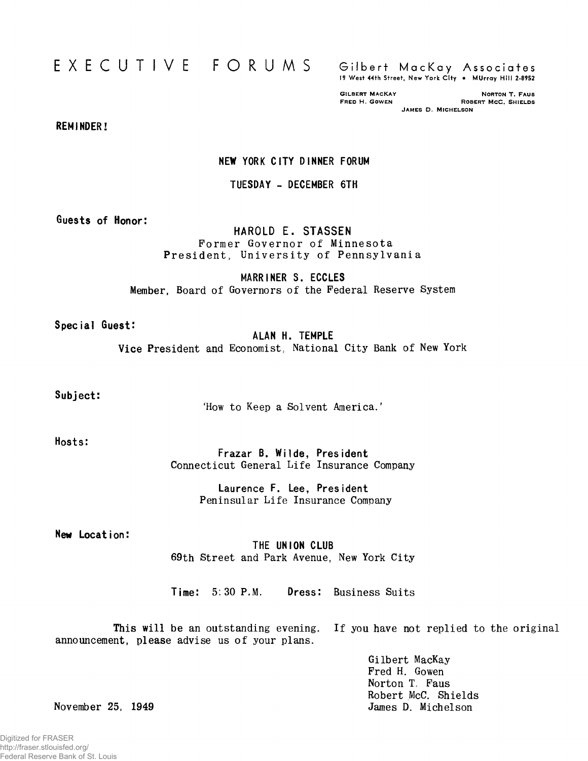# EXECUTIVE FORUMS

**Gilbert MacKay Associates**
19 West 44th Street, New York City • MUrray Hill 2-8952

GILBERT MACKAY — NORTON T. FAUS
FRED H. GOWEN — ROBERT McC. SHIELDS
JAMES D. MICHELSON

**REMINDER!**

## NEW YORK CITY DINNER FORUM

**TUESDAY - DECEMBER 6TH**

**Guests of Honor:**

**HAROLD E. STASSEN**
Former Governor of Minnesota
President, University of Pennsylvania

**MARRINER S. ECCLES**
Member, Board of Governors of the Federal Reserve System

**Special Guest:**

**ALAN H. TEMPLE**
Vice President and Economist, National City Bank of New York

**Subject:**

'How to Keep a Solvent America.'

**Hosts:**

**Frazar B. Wilde, President**
Connecticut General Life Insurance Company

**Laurence F. Lee, President**
Peninsular Life Insurance Company

**New Location:**

**THE UNION CLUB**
69th Street and Park Avenue, New York City

**Time:** 5:30 P.M. **Dress:** Business Suits

This will be an outstanding evening. If you have not replied to the original announcement, please advise us of your plans.

Gilbert MacKay
Fred H. Gowen
Norton T. Faus
Robert McC. Shields
James D. Michelson

November 25, 1949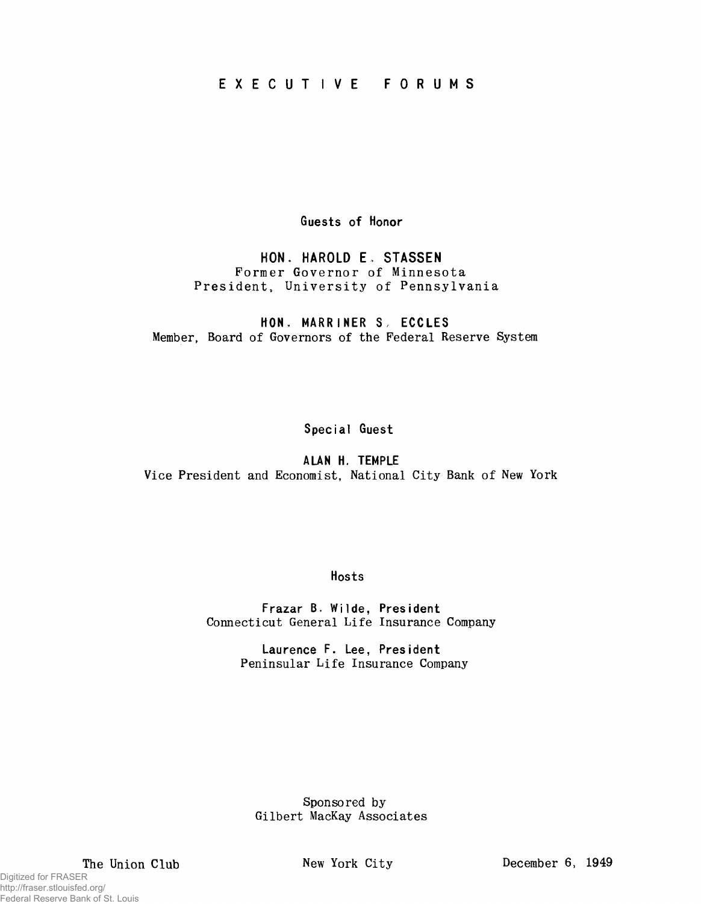# EXECUTIVE FORUMS

Guests of Honor

**HON. HAROLD E. STASSEN**
Former Governor of Minnesota
President, University of Pennsylvania

**HON. MARRINER S. ECCLES**
Member, Board of Governors of the Federal Reserve System

Special Guest

**ALAN H. TEMPLE**
Vice President and Economist, National City Bank of New York

Hosts

Frazar B. Wilde, President
Connecticut General Life Insurance Company

Laurence F. Lee, President
Peninsular Life Insurance Company

Sponsored by
Gilbert MacKay Associates

The Union Club New York City December 6, 1949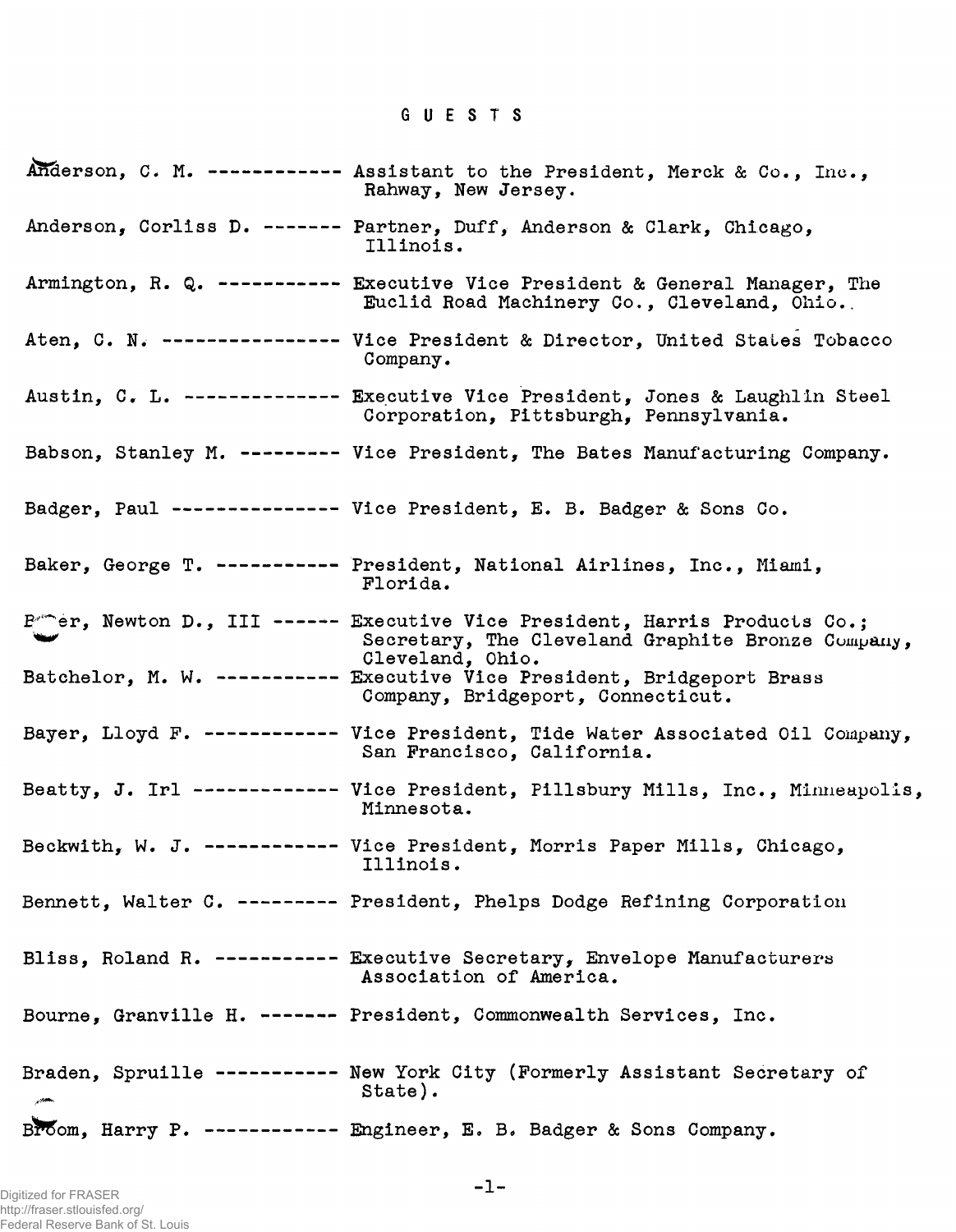# GUESTS

Anderson, C. M. ------------ Assistant to the President, Merck & Co., Inc., Rahway, New Jersey.

Anderson, Corliss D. ------- Partner, Duff, Anderson & Clark, Chicago, Illinois.

Armington, R. Q. ----------- Executive Vice President & General Manager, The Euclid Road Machinery Co., Cleveland, Ohio.

Aten, C. N. ---------------- Vice President & Director, United States Tobacco Company.

Austin, C. L. -------------- Executive Vice President, Jones & Laughlin Steel Corporation, Pittsburgh, Pennsylvania.

Babson, Stanley M. --------- Vice President, The Bates Manufacturing Company.

Badger, Paul --------------- Vice President, E. B. Badger & Sons Co.

Baker, George T. ----------- President, National Airlines, Inc., Miami, Florida.

Baker, Newton D., III ------ Executive Vice President, Harris Products Co.; Secretary, The Cleveland Graphite Bronze Company, Cleveland, Ohio.

Batchelor, M. W. ----------- Executive Vice President, Bridgeport Brass Company, Bridgeport, Connecticut.

Bayer, Lloyd F. ------------ Vice President, Tide Water Associated Oil Company, San Francisco, California.

Beatty, J. Irl ------------- Vice President, Pillsbury Mills, Inc., Minneapolis, Minnesota.

Beckwith, W. J. ------------ Vice President, Morris Paper Mills, Chicago, Illinois.

Bennett, Walter C. --------- President, Phelps Dodge Refining Corporation

Bliss, Roland R. ----------- Executive Secretary, Envelope Manufacturers Association of America.

Bourne, Granville H. ------- President, Commonwealth Services, Inc.

Braden, Spruille ----------- New York City (Formerly Assistant Secretary of State).

Broom, Harry P. ------------ Engineer, E. B. Badger & Sons Company.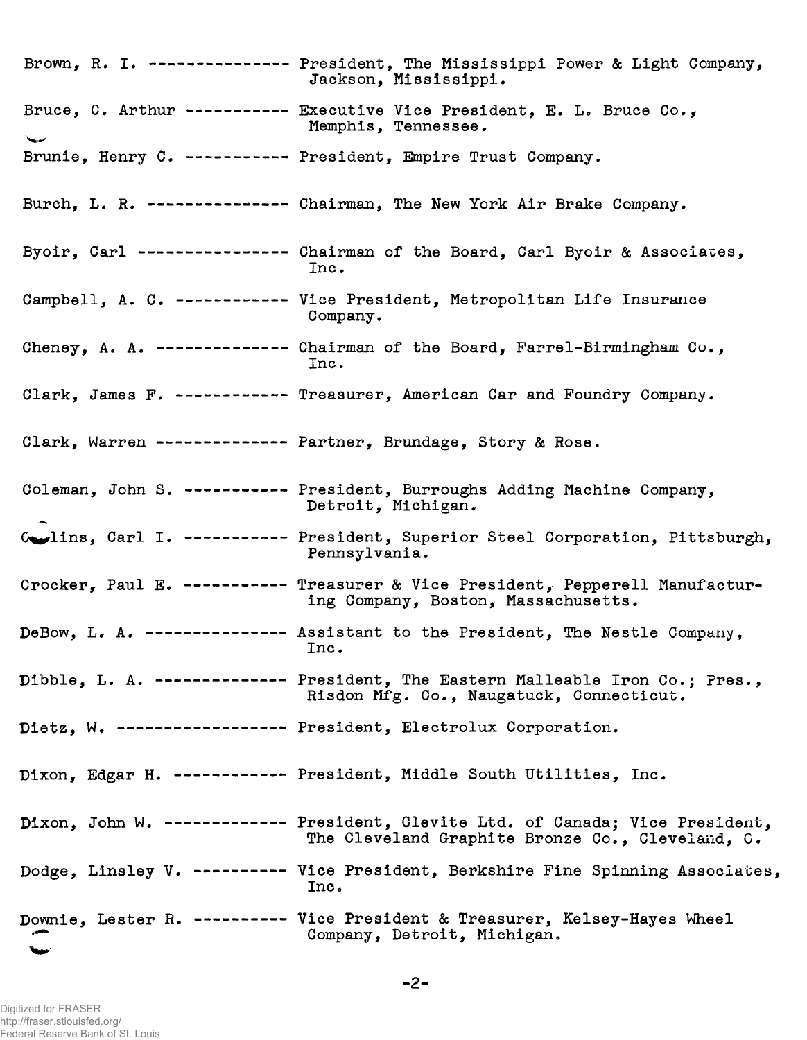Brown, R. I. --------------- President, The Mississippi Power & Light Company, Jackson, Mississippi.

Bruce, C. Arthur ----------- Executive Vice President, E. L. Bruce Co., Memphis, Tennessee.

Brunie, Henry C. ----------- President, Empire Trust Company.

Burch, L. R. --------------- Chairman, The New York Air Brake Company.

Byoir, Carl ---------------- Chairman of the Board, Carl Byoir & Associates, Inc.

Campbell, A. C. ------------ Vice President, Metropolitan Life Insurance Company.

Cheney, A. A. -------------- Chairman of the Board, Farrel-Birmingham Co., Inc.

Clark, James F. ------------ Treasurer, American Car and Foundry Company.

Clark, Warren -------------- Partner, Brundage, Story & Rose.

Coleman, John S. ----------- President, Burroughs Adding Machine Company, Detroit, Michigan.

Collins, Carl I. ----------- President, Superior Steel Corporation, Pittsburgh, Pennsylvania.

Crocker, Paul E. ----------- Treasurer & Vice President, Pepperell Manufacturing Company, Boston, Massachusetts.

DeBow, L. A. --------------- Assistant to the President, The Nestle Company, Inc.

Dibble, L. A. -------------- President, The Eastern Malleable Iron Co.; Pres., Risdon Mfg. Co., Naugatuck, Connecticut.

Dietz, W. ------------------ President, Electrolux Corporation.

Dixon, Edgar H. ------------ President, Middle South Utilities, Inc.

Dixon, John W. ------------- President, Clevite Ltd. of Canada; Vice President, The Cleveland Graphite Bronze Co., Cleveland, O.

Dodge, Linsley V. ---------- Vice President, Berkshire Fine Spinning Associates, Inc.

Downie, Lester R. ---------- Vice President & Treasurer, Kelsey-Hayes Wheel Company, Detroit, Michigan.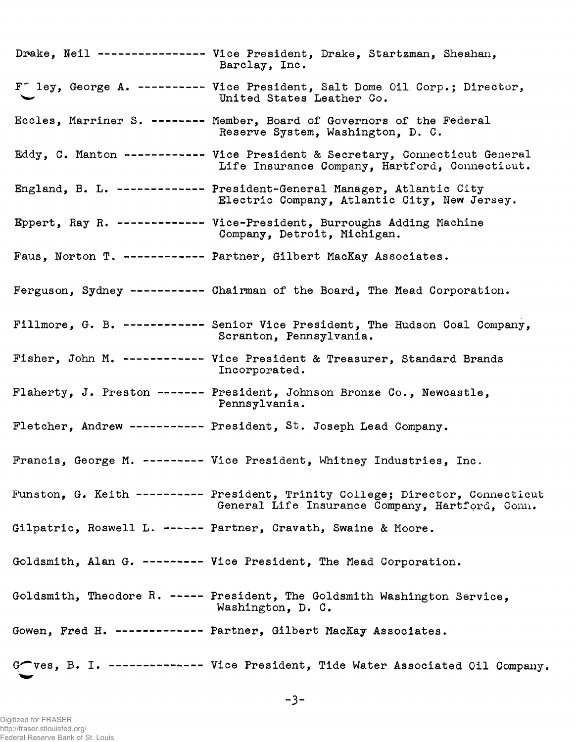Drake, Neil ---------------- Vice President, Drake, Startzman, Sheahan, Barclay, Inc.

F~ ley, George A. ---------- Vice President, Salt Dome Oil Corp.; Director, United States Leather Co.

Eccles, Marriner S. -------- Member, Board of Governors of the Federal Reserve System, Washington, D. C.

Eddy, C. Manton ------------ Vice President & Secretary, Connecticut General Life Insurance Company, Hartford, Connecticut.

England, B. L. ------------- President-General Manager, Atlantic City Electric Company, Atlantic City, New Jersey.

Eppert, Ray R. ------------- Vice-President, Burroughs Adding Machine Company, Detroit, Michigan.

Faus, Norton T. ------------ Partner, Gilbert MacKay Associates.

Ferguson, Sydney ----------- Chairman of the Board, The Mead Corporation.

Fillmore, G. B. ------------ Senior Vice President, The Hudson Coal Company, Scranton, Pennsylvania.

Fisher, John M. ------------ Vice President & Treasurer, Standard Brands Incorporated.

Flaherty, J. Preston ------- President, Johnson Bronze Co., Newcastle, Pennsylvania.

Fletcher, Andrew ----------- President, St. Joseph Lead Company.

Francis, George M. --------- Vice President, Whitney Industries, Inc.

Funston, G. Keith ---------- President, Trinity College; Director, Connecticut General Life Insurance Company, Hartford, Conn.

Gilpatric, Roswell L. ------ Partner, Cravath, Swaine & Moore.

Goldsmith, Alan G. --------- Vice President, The Mead Corporation.

Goldsmith, Theodore R. ----- President, The Goldsmith Washington Service, Washington, D. C.

Gowen, Fred H. ------------- Partner, Gilbert MacKay Associates.

G~ves, B. I. --------------- Vice President, Tide Water Associated Oil Company.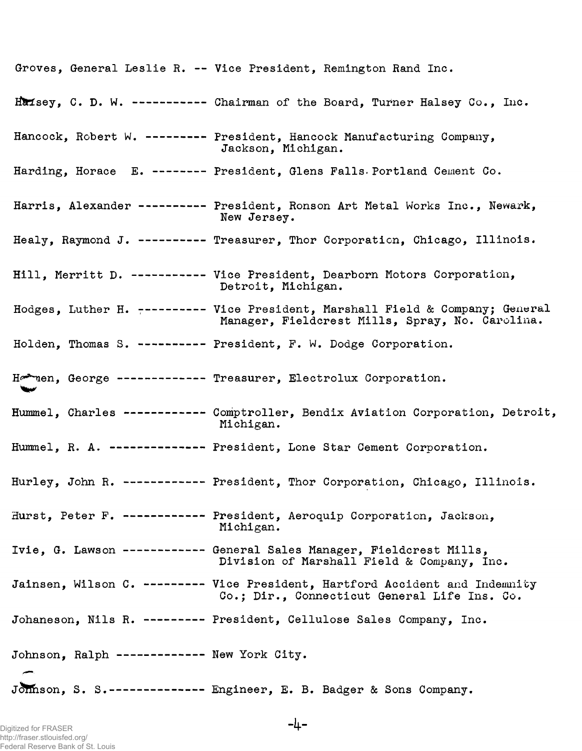Groves, General Leslie R. -- Vice President, Remington Rand Inc.

Halsey, C. D. W. ----------- Chairman of the Board, Turner Halsey Co., Inc.

Hancock, Robert W. --------- President, Hancock Manufacturing Company, Jackson, Michigan.

Harding, Horace E. -------- President, Glens Falls Portland Cement Co.

Harris, Alexander ---------- President, Ronson Art Metal Works Inc., Newark, New Jersey.

Healy, Raymond J. ---------- Treasurer, Thor Corporation, Chicago, Illinois.

Hill, Merritt D. ----------- Vice President, Dearborn Motors Corporation, Detroit, Michigan.

Hodges, Luther H. ---------- Vice President, Marshall Field & Company; General Manager, Fieldcrest Mills, Spray, No. Carolina.

Holden, Thomas S. ---------- President, F. W. Dodge Corporation.

H~~nen, George ------------- Treasurer, Electrolux Corporation.

Hummel, Charles ------------ Comptroller, Bendix Aviation Corporation, Detroit, Michigan.

Hummel, R. A. -------------- President, Lone Star Cement Corporation.

Hurley, John R. ------------ President, Thor Corporation, Chicago, Illinois.

Hurst, Peter F. ------------ President, Aeroquip Corporation, Jackson, Michigan.

Ivie, G. Lawson ------------ General Sales Manager, Fieldcrest Mills, Division of Marshall Field & Company, Inc.

Jainsen, Wilson C. --------- Vice President, Hartford Accident and Indemnity Co.; Dir., Connecticut General Life Ins. Co.

Johaneson, Nils R. --------- President, Cellulose Sales Company, Inc.

Johnson, Ralph ------------- New York City.

Johnson, S. S.-------------- Engineer, E. B. Badger & Sons Company.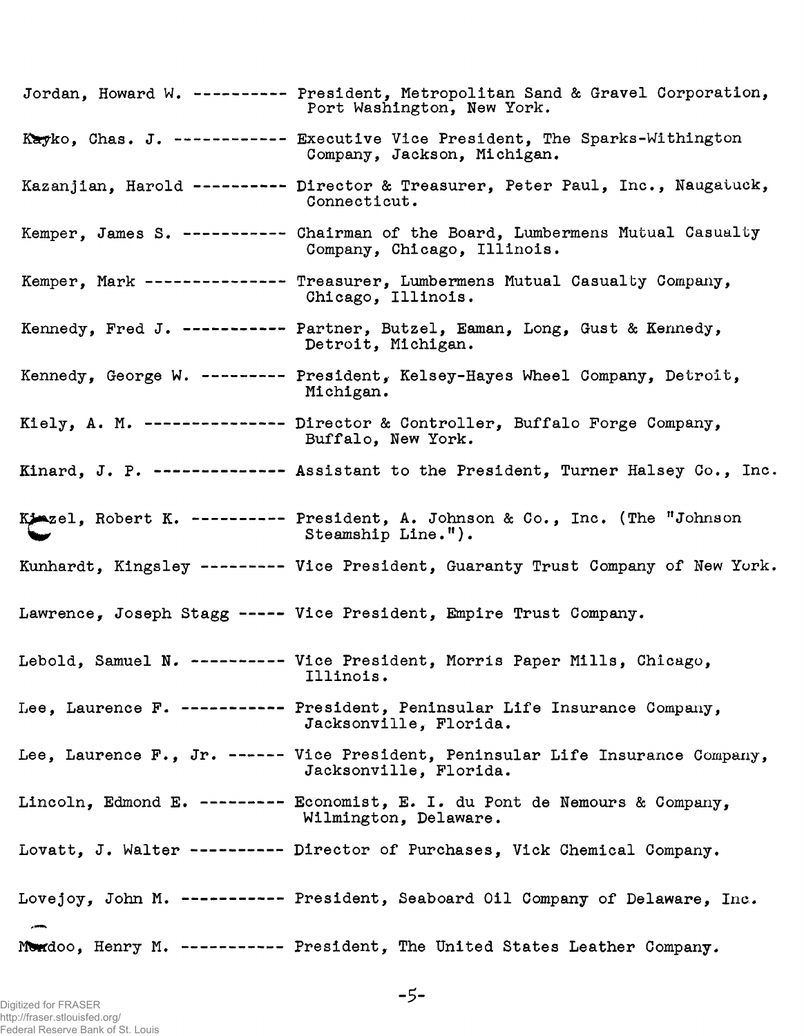Jordan, Howard W. ---------- President, Metropolitan Sand & Gravel Corporation, Port Washington, New York.

Kayko, Chas. J. ------------ Executive Vice President, The Sparks-Withington Company, Jackson, Michigan.

Kazanjian, Harold ---------- Director & Treasurer, Peter Paul, Inc., Naugatuck, Connecticut.

Kemper, James S. ----------- Chairman of the Board, Lumbermens Mutual Casualty Company, Chicago, Illinois.

Kemper, Mark --------------- Treasurer, Lumbermens Mutual Casualty Company, Chicago, Illinois.

Kennedy, Fred J. ----------- Partner, Butzel, Eaman, Long, Gust & Kennedy, Detroit, Michigan.

Kennedy, George W. --------- President, Kelsey-Hayes Wheel Company, Detroit, Michigan.

Kiely, A. M. --------------- Director & Controller, Buffalo Forge Company, Buffalo, New York.

Kinard, J. P. -------------- Assistant to the President, Turner Halsey Co., Inc.

Kinzel, Robert K. ---------- President, A. Johnson & Co., Inc. (The "Johnson Steamship Line.").

Kunhardt, Kingsley --------- Vice President, Guaranty Trust Company of New York.

Lawrence, Joseph Stagg ----- Vice President, Empire Trust Company.

Lebold, Samuel N. ---------- Vice President, Morris Paper Mills, Chicago, Illinois.

Lee, Laurence F. ----------- President, Peninsular Life Insurance Company, Jacksonville, Florida.

Lee, Laurence F., Jr. ------ Vice President, Peninsular Life Insurance Company, Jacksonville, Florida.

Lincoln, Edmond E. --------- Economist, E. I. du Pont de Nemours & Company, Wilmington, Delaware.

Lovatt, J. Walter ---------- Director of Purchases, Vick Chemical Company.

Lovejoy, John M. ----------- President, Seaboard Oil Company of Delaware, Inc.

McAdoo, Henry M. ----------- President, The United States Leather Company.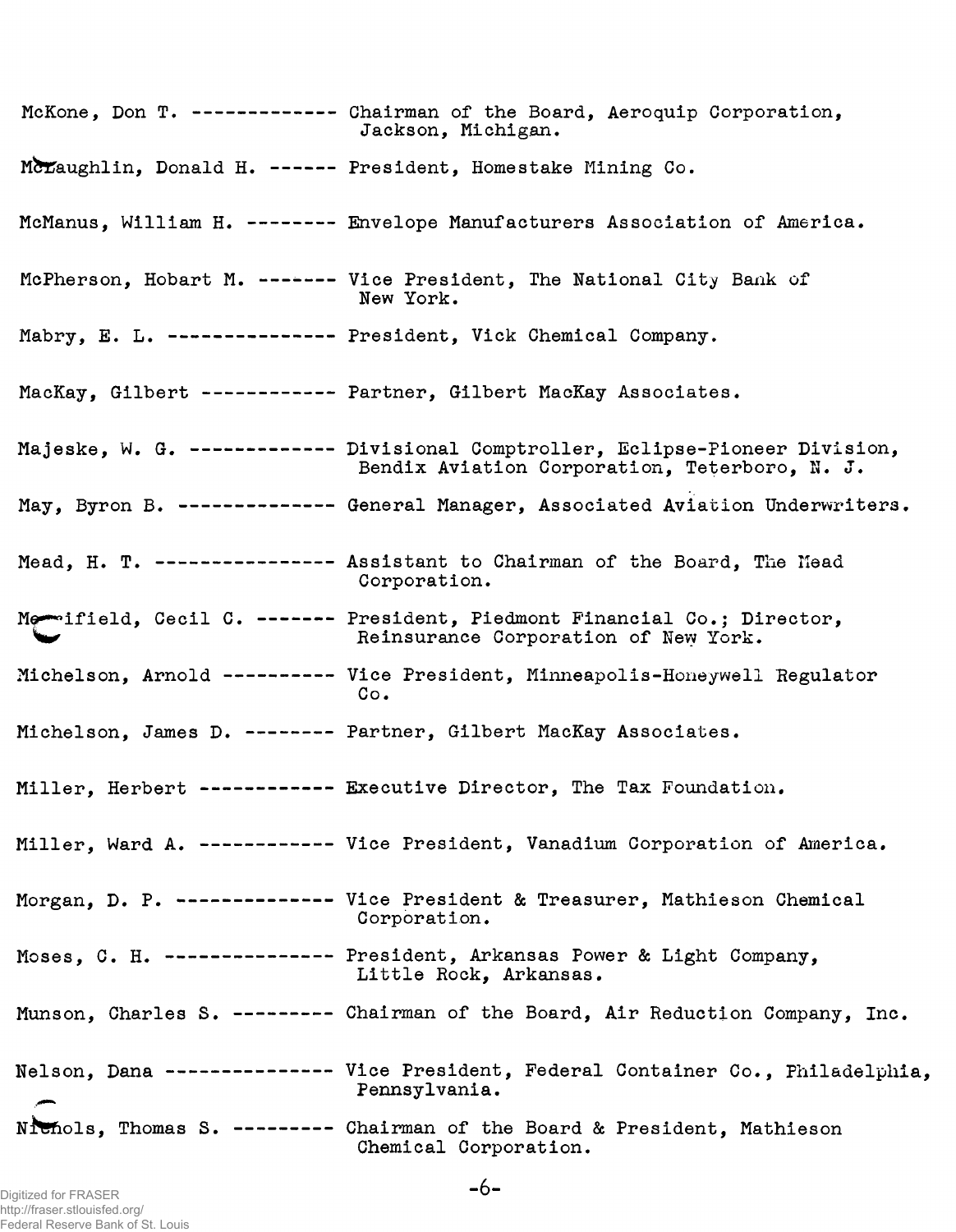McKone, Don T. ------------- Chairman of the Board, Aeroquip Corporation, Jackson, Michigan.

McLaughlin, Donald H. ------ President, Homestake Mining Co.

McManus, William H. -------- Envelope Manufacturers Association of America.

McPherson, Hobart M. ------- Vice President, The National City Bank of New York.

Mabry, E. L. --------------- President, Vick Chemical Company.

MacKay, Gilbert ------------ Partner, Gilbert MacKay Associates.

Majeske, W. G. ------------- Divisional Comptroller, Eclipse-Pioneer Division, Bendix Aviation Corporation, Teterboro, N. J.

May, Byron B. -------------- General Manager, Associated Aviation Underwriters.

Mead, H. T. ---------------- Assistant to Chairman of the Board, The Mead Corporation.

Merrifield, Cecil C. ------- President, Piedmont Financial Co.; Director, Reinsurance Corporation of New York.

Michelson, Arnold ---------- Vice President, Minneapolis-Honeywell Regulator Co.

Michelson, James D. -------- Partner, Gilbert MacKay Associates.

Miller, Herbert ------------ Executive Director, The Tax Foundation.

Miller, Ward A. ------------ Vice President, Vanadium Corporation of America.

Morgan, D. P. -------------- Vice President & Treasurer, Mathieson Chemical Corporation.

Moses, C. H. --------------- President, Arkansas Power & Light Company, Little Rock, Arkansas.

Munson, Charles S. --------- Chairman of the Board, Air Reduction Company, Inc.

Nelson, Dana --------------- Vice President, Federal Container Co., Philadelphia, Pennsylvania.

Nichols, Thomas S. --------- Chairman of the Board & President, Mathieson Chemical Corporation.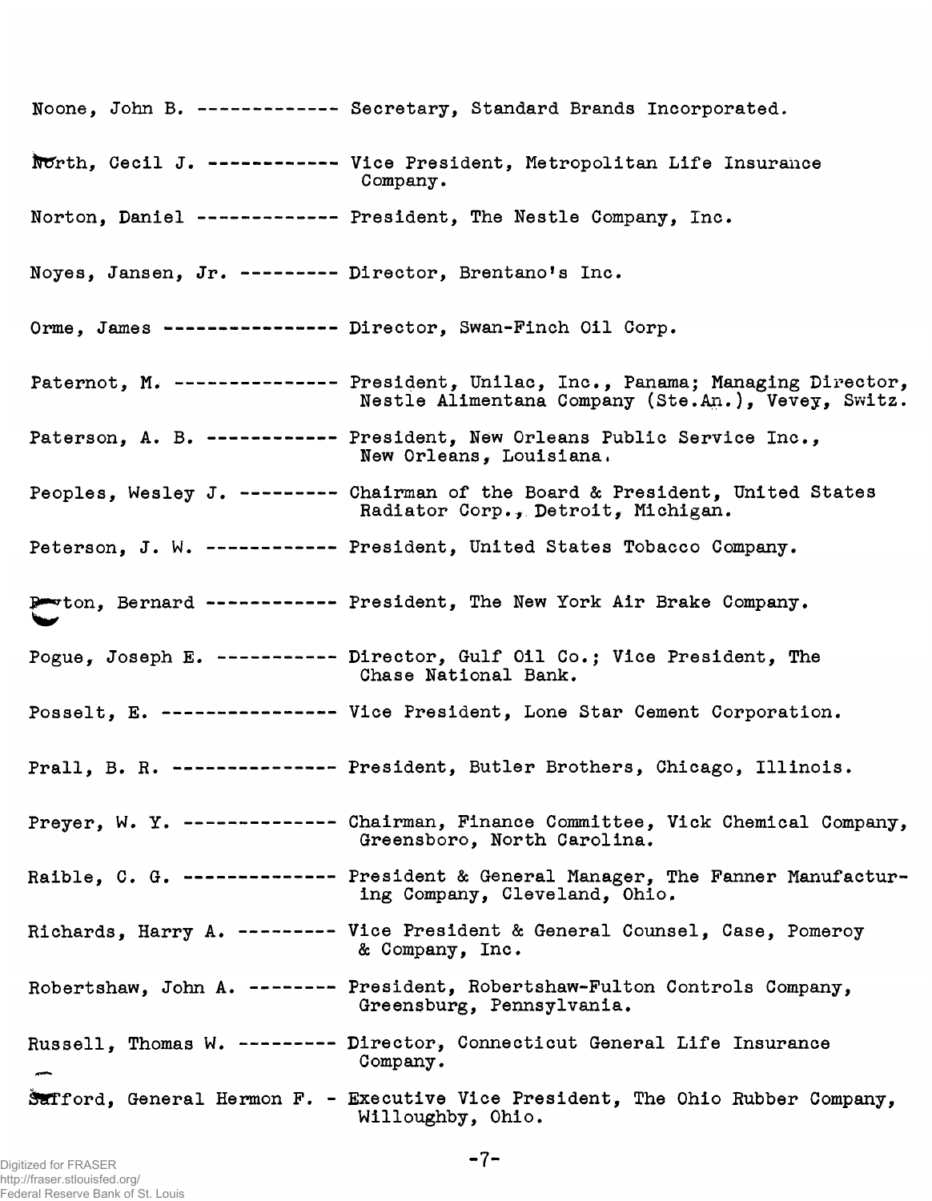Noone, John B. ------------- Secretary, Standard Brands Incorporated.

North, Cecil J. ------------ Vice President, Metropolitan Life Insurance Company.

Norton, Daniel ------------- President, The Nestle Company, Inc.

Noyes, Jansen, Jr. --------- Director, Brentano's Inc.

Orme, James ---------------- Director, Swan-Finch Oil Corp.

Paternot, M. --------------- President, Unilac, Inc., Panama; Managing Director, Nestle Alimentana Company (Ste.An.), Vevey, Switz.

Paterson, A. B. ------------ President, New Orleans Public Service Inc., New Orleans, Louisiana.

Peoples, Wesley J. --------- Chairman of the Board & President, United States Radiator Corp., Detroit, Michigan.

Peterson, J. W. ------------ President, United States Tobacco Company.

Ponton, Bernard ------------ President, The New York Air Brake Company.

Pogue, Joseph E. ----------- Director, Gulf Oil Co.; Vice President, The Chase National Bank.

Posselt, E. ---------------- Vice President, Lone Star Cement Corporation.

Prall, B. R. --------------- President, Butler Brothers, Chicago, Illinois.

Preyer, W. Y. -------------- Chairman, Finance Committee, Vick Chemical Company, Greensboro, North Carolina.

Raible, C. G. -------------- President & General Manager, The Fanner Manufacturing Company, Cleveland, Ohio.

Richards, Harry A. --------- Vice President & General Counsel, Case, Pomeroy & Company, Inc.

Robertshaw, John A. -------- President, Robertshaw-Fulton Controls Company, Greensburg, Pennsylvania.

Russell, Thomas W. --------- Director, Connecticut General Life Insurance Company.

Safford, General Hermon F. - Executive Vice President, The Ohio Rubber Company, Willoughby, Ohio.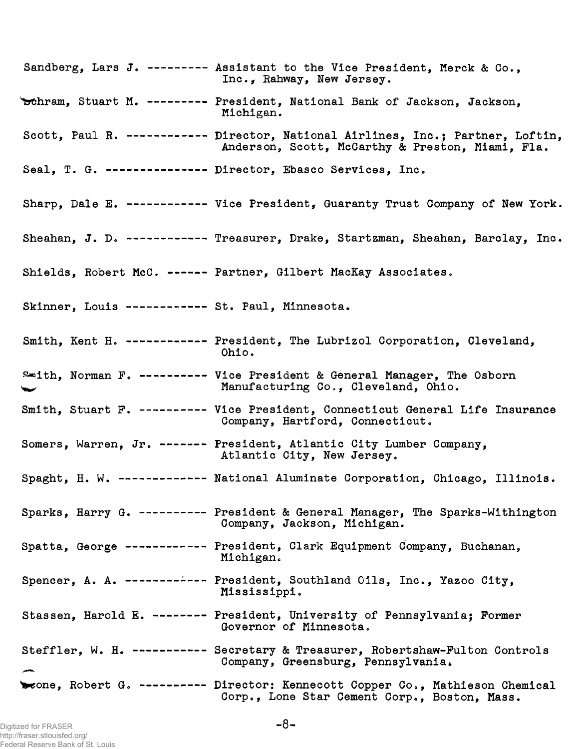Sandberg, Lars J. --------- Assistant to the Vice President, Merck & Co., Inc., Rahway, New Jersey.

Schram, Stuart M. --------- President, National Bank of Jackson, Jackson, Michigan.

Scott, Paul R. ------------ Director, National Airlines, Inc.; Partner, Loftin, Anderson, Scott, McCarthy & Preston, Miami, Fla.

Seal, T. G. --------------- Director, Ebasco Services, Inc.

Sharp, Dale E. ------------ Vice President, Guaranty Trust Company of New York.

Sheahan, J. D. ------------ Treasurer, Drake, Startzman, Sheahan, Barclay, Inc.

Shields, Robert McC. ------ Partner, Gilbert MacKay Associates.

Skinner, Louis ------------ St. Paul, Minnesota.

Smith, Kent H. ------------ President, The Lubrizol Corporation, Cleveland, Ohio.

Smith, Norman F. ---------- Vice President & General Manager, The Osborn Manufacturing Co., Cleveland, Ohio.

Smith, Stuart F. ---------- Vice President, Connecticut General Life Insurance Company, Hartford, Connecticut.

Somers, Warren, Jr. ------- President, Atlantic City Lumber Company, Atlantic City, New Jersey.

Spaght, H. W. ------------- National Aluminate Corporation, Chicago, Illinois.

Sparks, Harry G. ---------- President & General Manager, The Sparks-Withington Company, Jackson, Michigan.

Spatta, George ------------ President, Clark Equipment Company, Buchanan, Michigan.

Spencer, A. A. ------------ President, Southland Oils, Inc., Yazoo City, Mississippi.

Stassen, Harold E. -------- President, University of Pennsylvania; Former Governor of Minnesota.

Steffler, W. H. ----------- Secretary & Treasurer, Robertshaw-Fulton Controls Company, Greensburg, Pennsylvania.

Stone, Robert G. ---------- Director: Kennecott Copper Co., Mathieson Chemical Corp., Lone Star Cement Corp., Boston, Mass.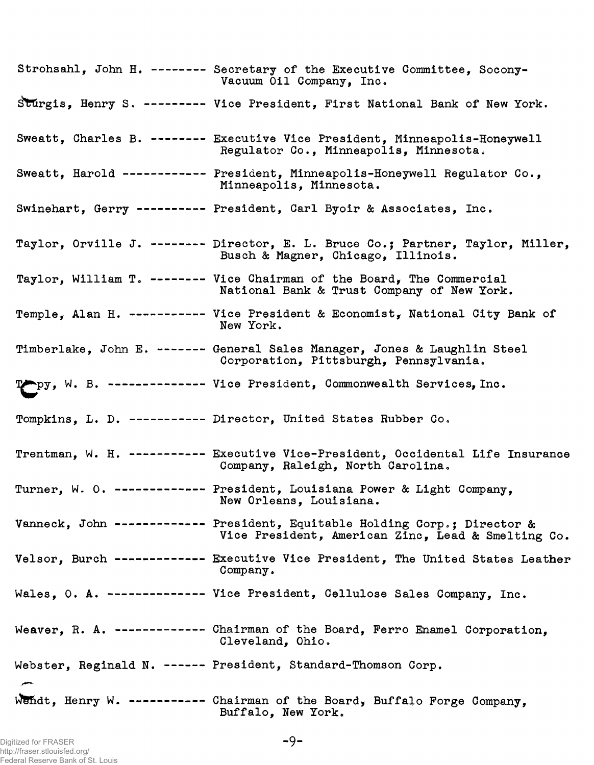Strohsahl, John H. -------- Secretary of the Executive Committee, Socony-Vacuum Oil Company, Inc.

Sturgis, Henry S. --------- Vice President, First National Bank of New York.

Sweatt, Charles B. -------- Executive Vice President, Minneapolis-Honeywell Regulator Co., Minneapolis, Minnesota.

Sweatt, Harold ------------ President, Minneapolis-Honeywell Regulator Co., Minneapolis, Minnesota.

Swinehart, Gerry ---------- President, Carl Byoir & Associates, Inc.

Taylor, Orville J. -------- Director, E. L. Bruce Co.; Partner, Taylor, Miller, Busch & Magner, Chicago, Illinois.

Taylor, William T. -------- Vice Chairman of the Board, The Commercial National Bank & Trust Company of New York.

Temple, Alan H. ----------- Vice President & Economist, National City Bank of New York.

Timberlake, John E. ------- General Sales Manager, Jones & Laughlin Steel Corporation, Pittsburgh, Pennsylvania.

Toppy, W. B. -------------- Vice President, Commonwealth Services, Inc.

Tompkins, L. D. ----------- Director, United States Rubber Co.

Trentman, W. H. ----------- Executive Vice-President, Occidental Life Insurance Company, Raleigh, North Carolina.

Turner, W. O. ------------- President, Louisiana Power & Light Company, New Orleans, Louisiana.

Vanneck, John ------------- President, Equitable Holding Corp.; Director & Vice President, American Zinc, Lead & Smelting Co.

Velsor, Burch ------------- Executive Vice President, The United States Leather Company.

Wales, O. A. -------------- Vice President, Cellulose Sales Company, Inc.

Weaver, R. A. ------------- Chairman of the Board, Ferro Enamel Corporation, Cleveland, Ohio.

Webster, Reginald N. ------ President, Standard-Thomson Corp.

Wendt, Henry W. ----------- Chairman of the Board, Buffalo Forge Company, Buffalo, New York.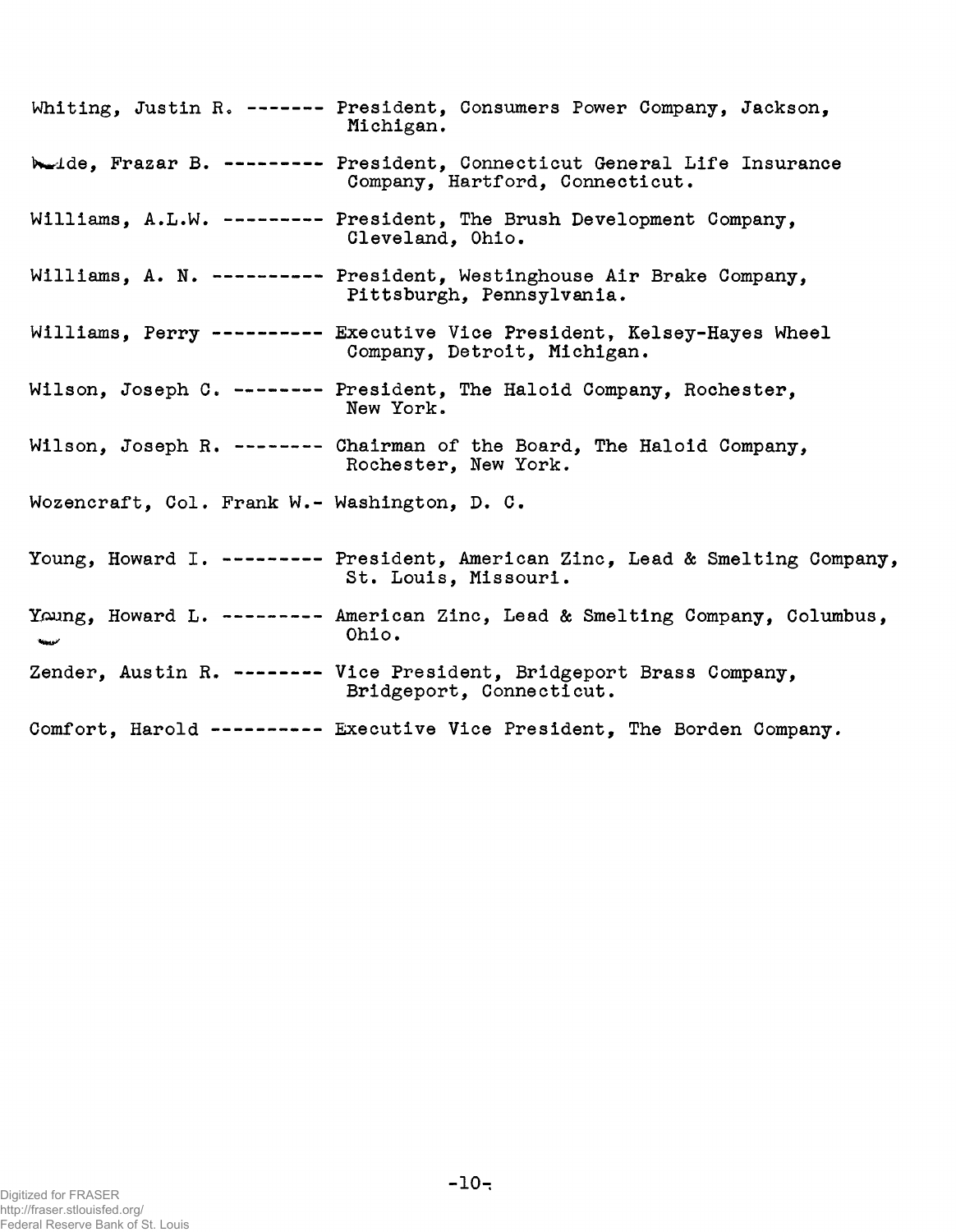Whiting, Justin R. ------- President, Consumers Power Company, Jackson, Michigan.

Wilde, Frazar B. --------- President, Connecticut General Life Insurance Company, Hartford, Connecticut.

Williams, A.L.W. --------- President, The Brush Development Company, Cleveland, Ohio.

Williams, A. N. ---------- President, Westinghouse Air Brake Company, Pittsburgh, Pennsylvania.

Williams, Perry ---------- Executive Vice President, Kelsey-Hayes Wheel Company, Detroit, Michigan.

Wilson, Joseph C. -------- President, The Haloid Company, Rochester, New York.

Wilson, Joseph R. -------- Chairman of the Board, The Haloid Company, Rochester, New York.

Wozencraft, Col. Frank W.- Washington, D. C.

Young, Howard I. --------- President, American Zinc, Lead & Smelting Company, St. Louis, Missouri.

Young, Howard L. --------- American Zinc, Lead & Smelting Company, Columbus, Ohio.

Zender, Austin R. -------- Vice President, Bridgeport Brass Company, Bridgeport, Connecticut.

Comfort, Harold ---------- Executive Vice President, The Borden Company.